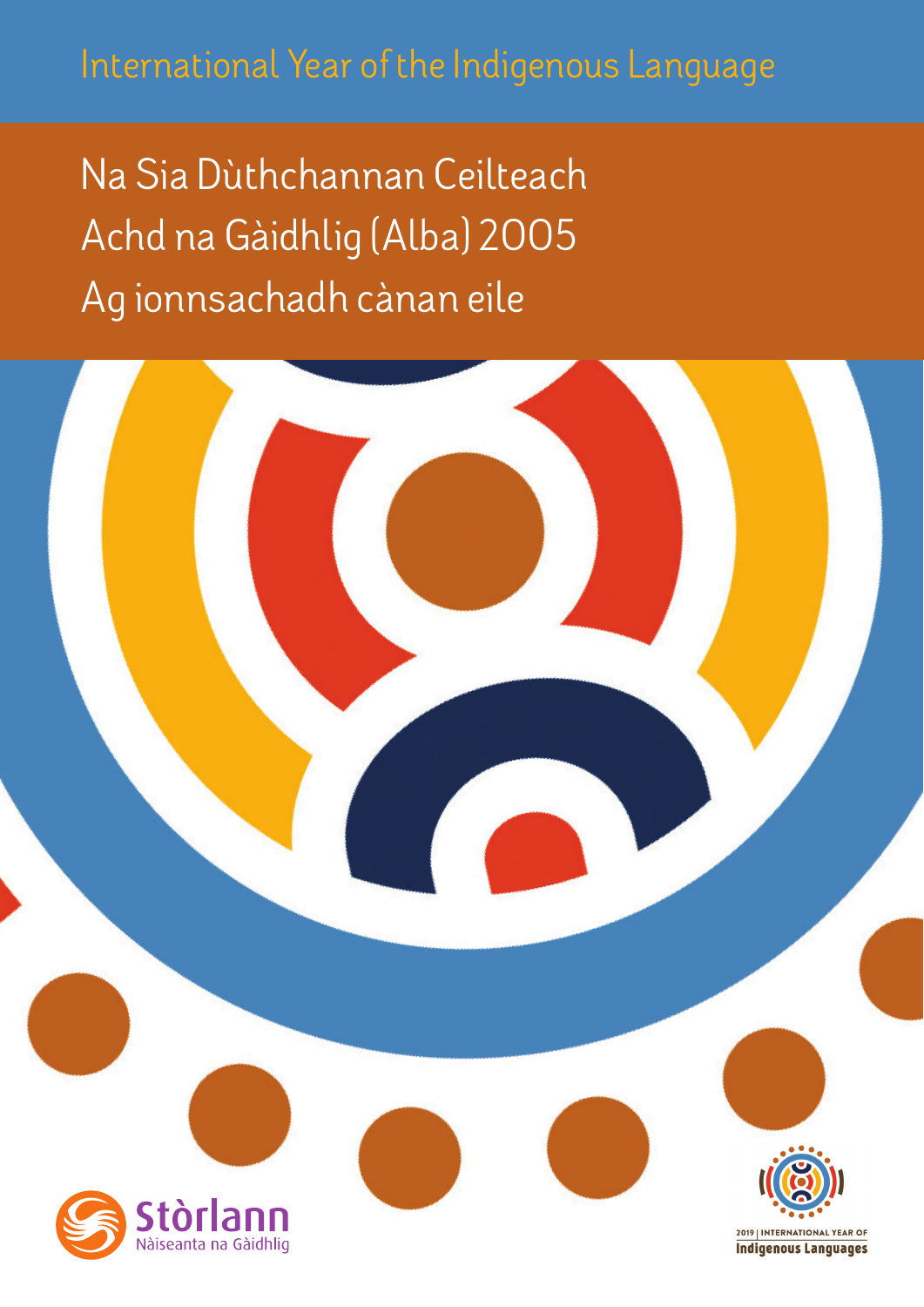International Year of the Indigenous Language

# Na Sia Dùthchannan Ceilteach
# Achd na Gàidhlig (Alba) 2005
# Ag ionnsachadh cànan eile

Stòrlann
Nàiseanta na Gàidhlig

2019 | INTERNATIONAL YEAR OF
Indigenous Languages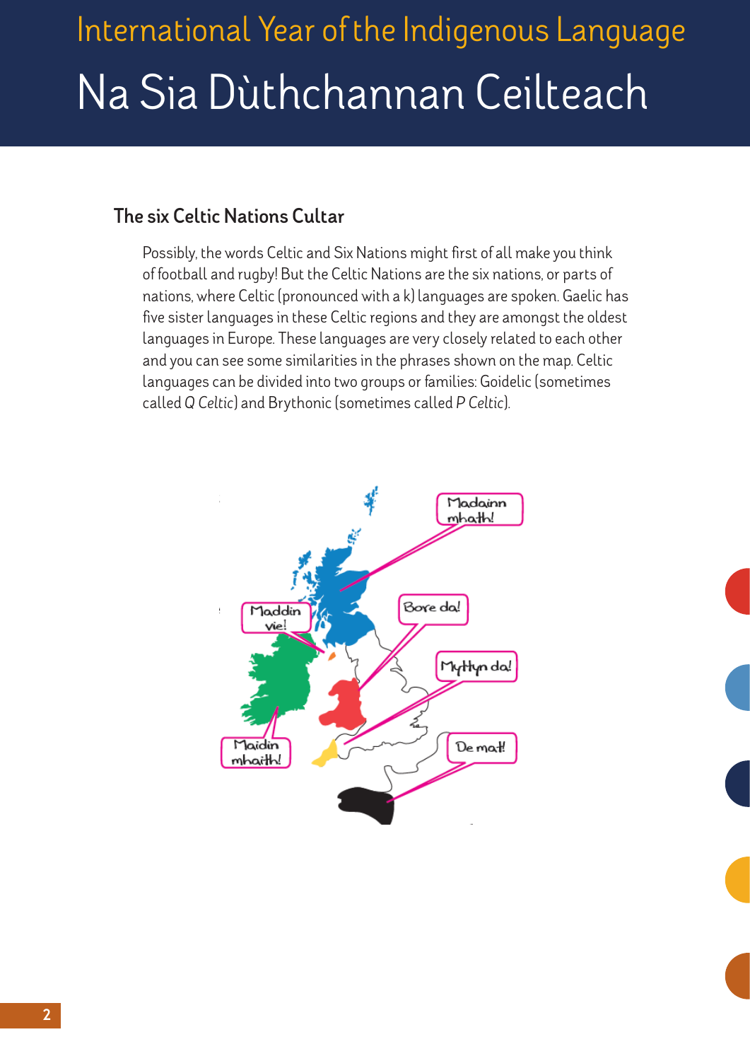# International Year of the Indigenous Language

# Na Sia Dùthchannan Ceilteach

## The six Celtic Nations Cultar

Possibly, the words Celtic and Six Nations might first of all make you think of football and rugby! But the Celtic Nations are the six nations, or parts of nations, where Celtic (pronounced with a k) languages are spoken. Gaelic has five sister languages in these Celtic regions and they are amongst the oldest languages in Europe. These languages are very closely related to each other and you can see some similarities in the phrases shown on the map. Celtic languages can be divided into two groups or families: Goidelic (sometimes called *Q Celtic*) and Brythonic (sometimes called *P Celtic*).

Madainn mhath!

Maddin vie!

Bore da!

Myttyn da!

Maidin mhaith!

De mat!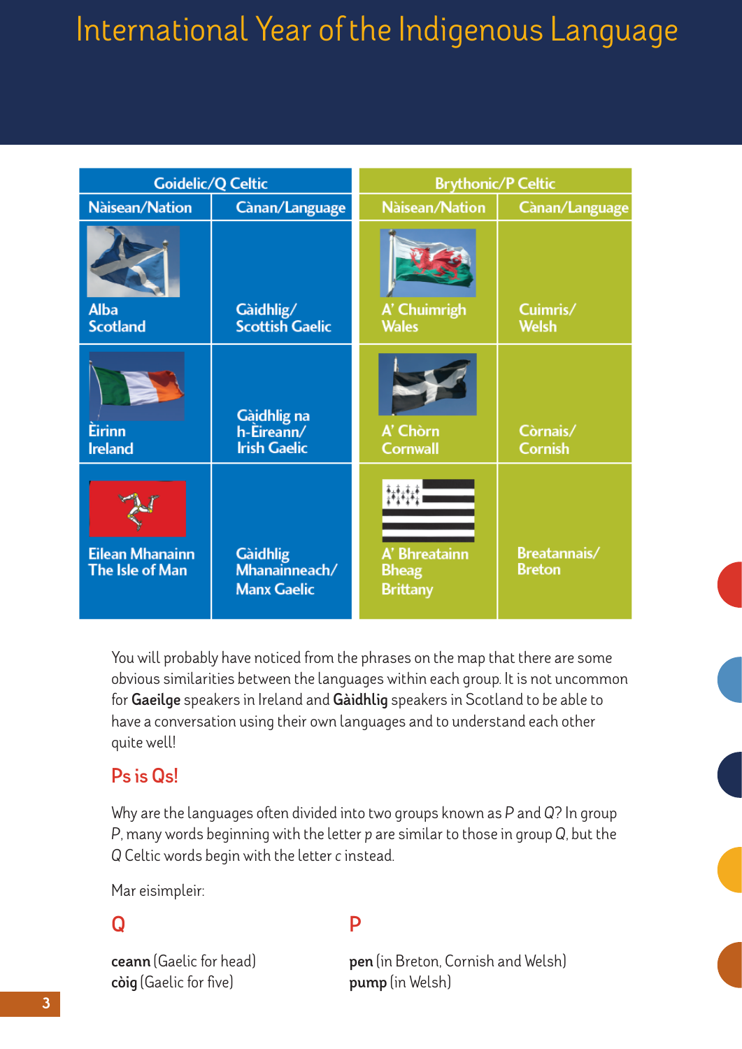# International Year of the Indigenous Language

| Goidelic/Q Celtic | | Brythonic/P Celtic | |
|---|---|---|---|
| Nàisean/Nation | Cànan/Language | Nàisean/Nation | Cànan/Language |
| Alba<br>Scotland | Gàidhlig/<br>Scottish Gaelic | A' Chuimrigh<br>Wales | Cuimris/<br>Welsh |
| Èirinn<br>Ireland | Gàidhlig na h-Èireann/<br>Irish Gaelic | A' Chòrn<br>Cornwall | Còrnais/<br>Cornish |
| Eilean Mhanainn<br>The Isle of Man | Gàidhlig Mhanainneach/<br>Manx Gaelic | A' Bhreatainn Bheag<br>Brittany | Breatannais/<br>Breton |

You will probably have noticed from the phrases on the map that there are some obvious similarities between the languages within each group. It is not uncommon for **Gaeilge** speakers in Ireland and **Gàidhlig** speakers in Scotland to be able to have a conversation using their own languages and to understand each other quite well!

## Ps is Qs!

Why are the languages often divided into two groups known as *P* and *Q*? In group *P*, many words beginning with the letter *p* are similar to those in group *Q*, but the *Q* Celtic words begin with the letter *c* instead.

Mar eisimpleir:

| Q | P |
|---|---|
| **ceann** (Gaelic for head) | **pen** (in Breton, Cornish and Welsh) |
| **còig** (Gaelic for five) | **pump** (in Welsh) |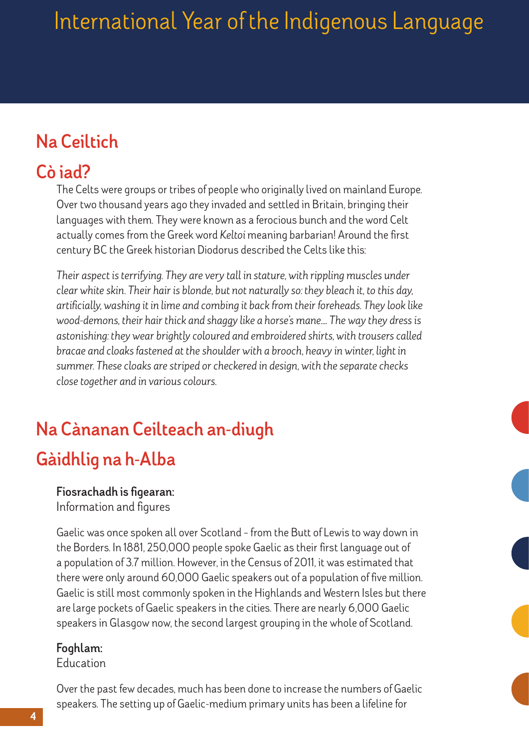# International Year of the Indigenous Language

## Na Ceiltich

## Cò iad?

The Celts were groups or tribes of people who originally lived on mainland Europe. Over two thousand years ago they invaded and settled in Britain, bringing their languages with them. They were known as a ferocious bunch and the word Celt actually comes from the Greek word *Keltoi* meaning barbarian! Around the first century BC the Greek historian Diodorus described the Celts like this:

*Their aspect is terrifying. They are very tall in stature, with rippling muscles under clear white skin. Their hair is blonde, but not naturally so: they bleach it, to this day, artificially, washing it in lime and combing it back from their foreheads. They look like wood-demons, their hair thick and shaggy like a horse's mane.... The way they dress is astonishing: they wear brightly coloured and embroidered shirts, with trousers called bracae and cloaks fastened at the shoulder with a brooch, heavy in winter, light in summer. These cloaks are striped or checkered in design, with the separate checks close together and in various colours.*

## Na Cànanan Ceilteach an-diugh

## Gàidhlig na h-Alba

**Fiosrachadh is figearan:**
Information and figures

Gaelic was once spoken all over Scotland – from the Butt of Lewis to way down in the Borders. In 1881, 250,000 people spoke Gaelic as their first language out of a population of 3.7 million. However, in the Census of 2011, it was estimated that there were only around 60,000 Gaelic speakers out of a population of five million. Gaelic is still most commonly spoken in the Highlands and Western Isles but there are large pockets of Gaelic speakers in the cities. There are nearly 6,000 Gaelic speakers in Glasgow now, the second largest grouping in the whole of Scotland.

**Foghlam:**
Education

Over the past few decades, much has been done to increase the numbers of Gaelic speakers. The setting up of Gaelic-medium primary units has been a lifeline for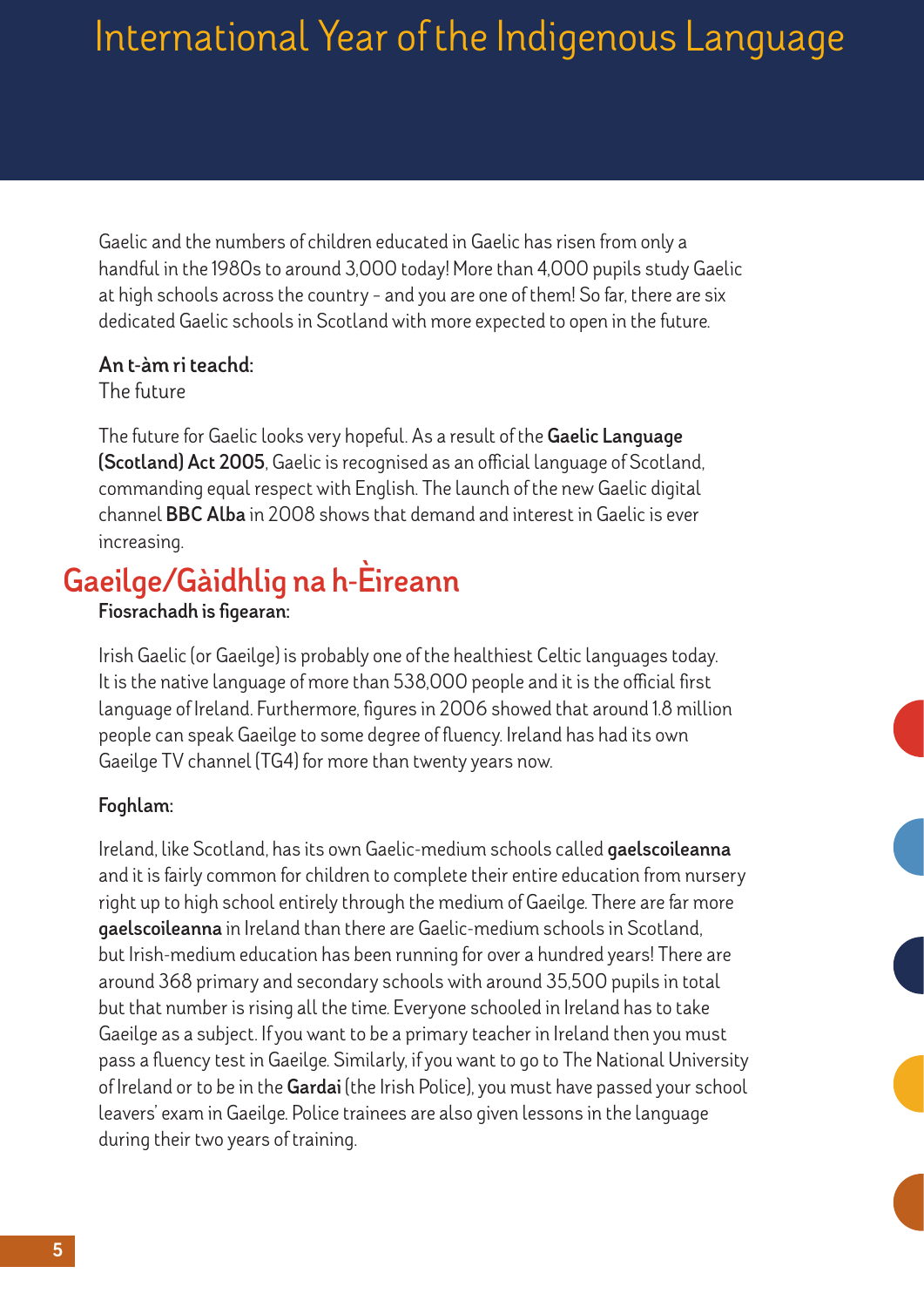Gaelic and the numbers of children educated in Gaelic has risen from only a handful in the 1980s to around 3,000 today! More than 4,000 pupils study Gaelic at high schools across the country - and you are one of them! So far, there are six dedicated Gaelic schools in Scotland with more expected to open in the future.

**An t-àm ri teachd:**
The future

The future for Gaelic looks very hopeful. As a result of the **Gaelic Language (Scotland) Act 2005**, Gaelic is recognised as an official language of Scotland, commanding equal respect with English. The launch of the new Gaelic digital channel **BBC Alba** in 2008 shows that demand and interest in Gaelic is ever increasing.

## Gaeilge/Gàidhlig na h-Èireann

**Fiosrachadh is figearan:**

Irish Gaelic (or Gaeilge) is probably one of the healthiest Celtic languages today. It is the native language of more than 538,000 people and it is the official first language of Ireland. Furthermore, figures in 2006 showed that around 1.8 million people can speak Gaeilge to some degree of fluency. Ireland has had its own Gaeilge TV channel (TG4) for more than twenty years now.

**Foghlam:**

Ireland, like Scotland, has its own Gaelic-medium schools called **gaelscoileanna** and it is fairly common for children to complete their entire education from nursery right up to high school entirely through the medium of Gaeilge. There are far more **gaelscoileanna** in Ireland than there are Gaelic-medium schools in Scotland, but Irish-medium education has been running for over a hundred years! There are around 368 primary and secondary schools with around 35,500 pupils in total but that number is rising all the time. Everyone schooled in Ireland has to take Gaeilge as a subject. If you want to be a primary teacher in Ireland then you must pass a fluency test in Gaeilge. Similarly, if you want to go to The National University of Ireland or to be in the **Gardai** (the Irish Police), you must have passed your school leavers' exam in Gaeilge. Police trainees are also given lessons in the language during their two years of training.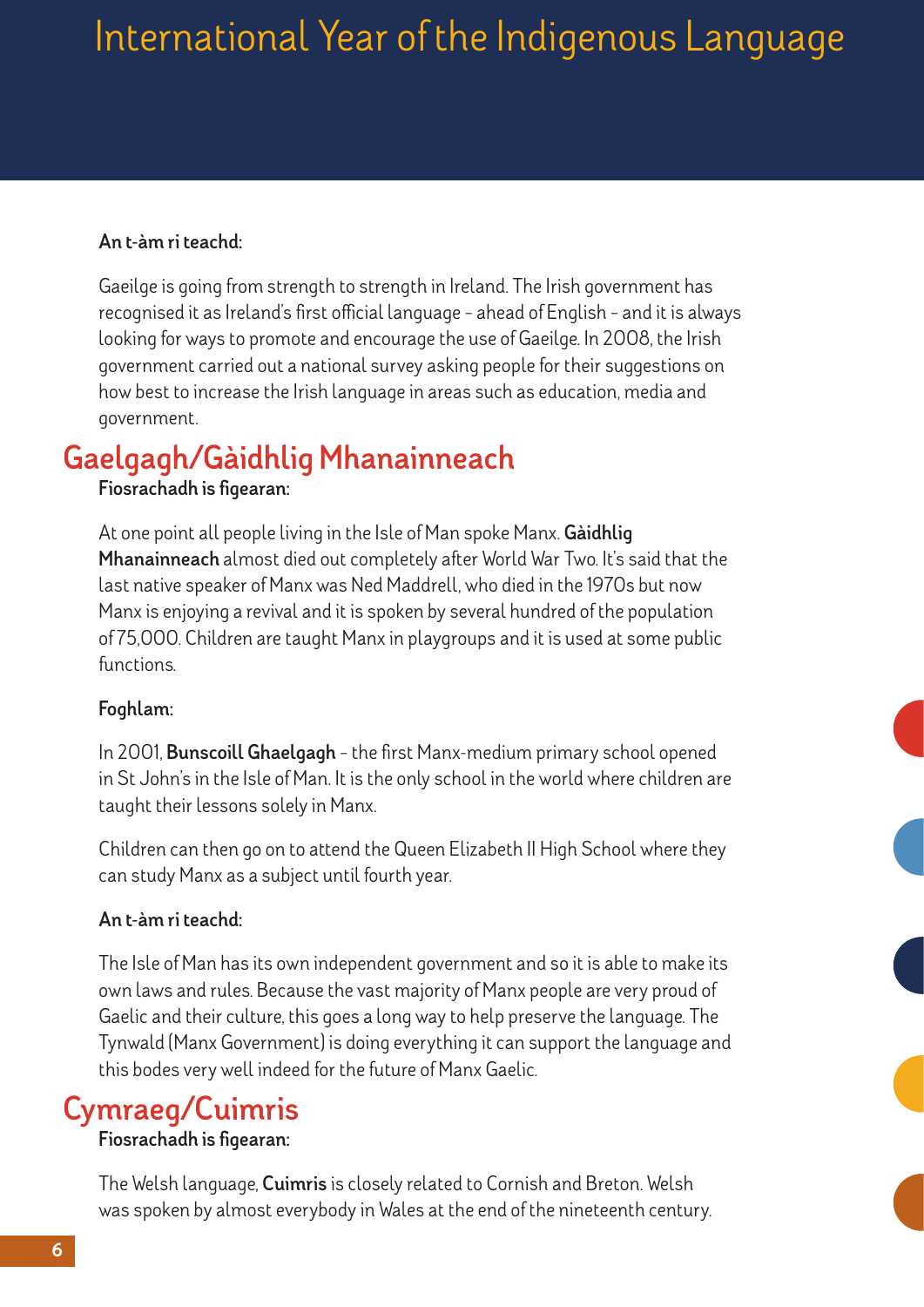**An t-àm ri teachd:**

Gaeilge is going from strength to strength in Ireland. The Irish government has recognised it as Ireland's first official language – ahead of English – and it is always looking for ways to promote and encourage the use of Gaeilge. In 2008, the Irish government carried out a national survey asking people for their suggestions on how best to increase the Irish language in areas such as education, media and government.

## Gaelgagh/Gàidhlig Mhanainneach

**Fiosrachadh is figearan:**

At one point all people living in the Isle of Man spoke Manx. **Gàidhlig Mhanainneach** almost died out completely after World War Two. It's said that the last native speaker of Manx was Ned Maddrell, who died in the 1970s but now Manx is enjoying a revival and it is spoken by several hundred of the population of 75,000. Children are taught Manx in playgroups and it is used at some public functions.

**Foghlam:**

In 2001, **Bunscoill Ghaelgagh** – the first Manx-medium primary school opened in St John's in the Isle of Man. It is the only school in the world where children are taught their lessons solely in Manx.

Children can then go on to attend the Queen Elizabeth II High School where they can study Manx as a subject until fourth year.

**An t-àm ri teachd:**

The Isle of Man has its own independent government and so it is able to make its own laws and rules. Because the vast majority of Manx people are very proud of Gaelic and their culture, this goes a long way to help preserve the language. The Tynwald (Manx Government) is doing everything it can support the language and this bodes very well indeed for the future of Manx Gaelic.

## Cymraeg/Cuimris

**Fiosrachadh is figearan:**

The Welsh language, **Cuimris** is closely related to Cornish and Breton. Welsh was spoken by almost everybody in Wales at the end of the nineteenth century.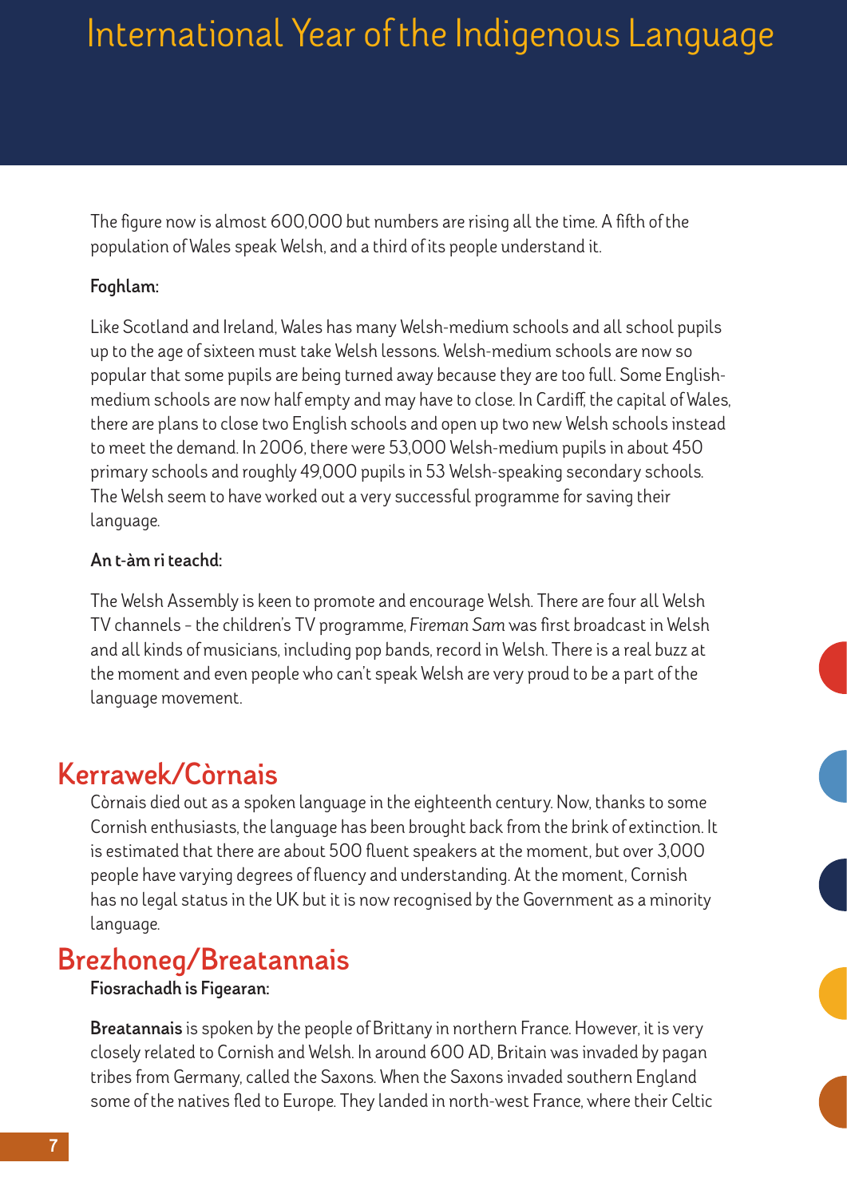The figure now is almost 600,000 but numbers are rising all the time. A fifth of the population of Wales speak Welsh, and a third of its people understand it.

**Foghlam:**

Like Scotland and Ireland, Wales has many Welsh-medium schools and all school pupils up to the age of sixteen must take Welsh lessons. Welsh-medium schools are now so popular that some pupils are being turned away because they are too full. Some English-medium schools are now half empty and may have to close. In Cardiff, the capital of Wales, there are plans to close two English schools and open up two new Welsh schools instead to meet the demand. In 2006, there were 53,000 Welsh-medium pupils in about 450 primary schools and roughly 49,000 pupils in 53 Welsh-speaking secondary schools. The Welsh seem to have worked out a very successful programme for saving their language.

**An t-àm ri teachd:**

The Welsh Assembly is keen to promote and encourage Welsh. There are four all Welsh TV channels - the children's TV programme, *Fireman Sam* was first broadcast in Welsh and all kinds of musicians, including pop bands, record in Welsh. There is a real buzz at the moment and even people who can't speak Welsh are very proud to be a part of the language movement.

## Kerrawek/Còrnais

Còrnais died out as a spoken language in the eighteenth century. Now, thanks to some Cornish enthusiasts, the language has been brought back from the brink of extinction. It is estimated that there are about 500 fluent speakers at the moment, but over 3,000 people have varying degrees of fluency and understanding. At the moment, Cornish has no legal status in the UK but it is now recognised by the Government as a minority language.

## Brezhoneg/Breatannais

**Fiosrachadh is Figearan:**

**Breatannais** is spoken by the people of Brittany in northern France. However, it is very closely related to Cornish and Welsh. In around 600 AD, Britain was invaded by pagan tribes from Germany, called the Saxons. When the Saxons invaded southern England some of the natives fled to Europe. They landed in north-west France, where their Celtic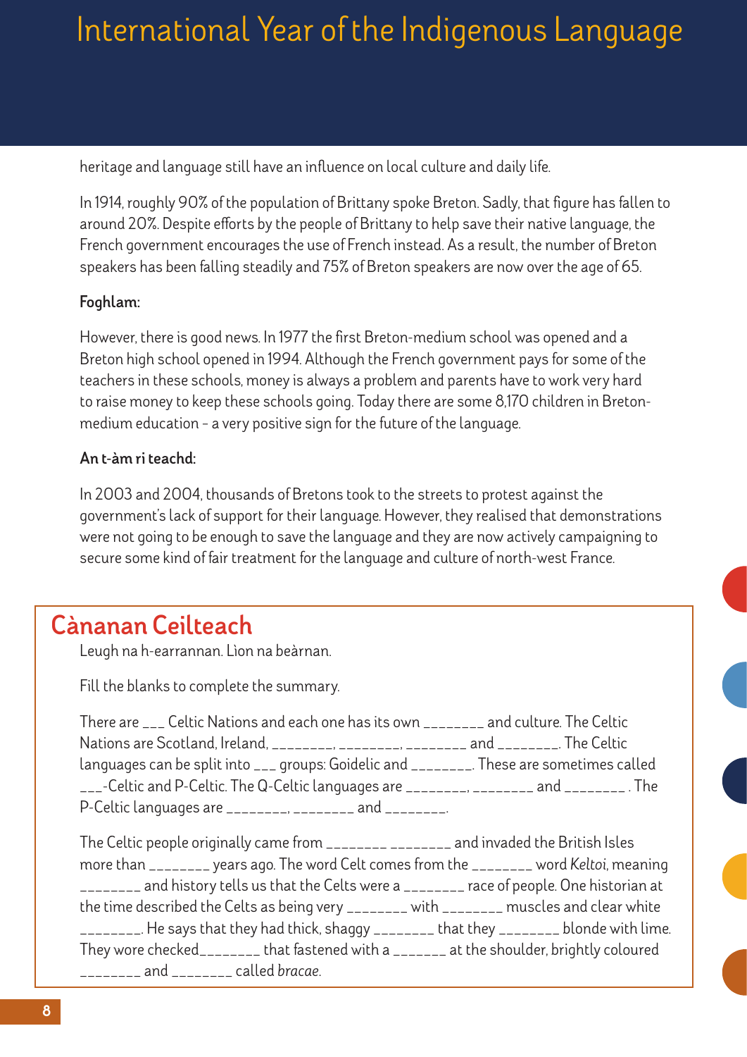heritage and language still have an influence on local culture and daily life.

In 1914, roughly 90% of the population of Brittany spoke Breton. Sadly, that figure has fallen to around 20%. Despite efforts by the people of Brittany to help save their native language, the French government encourages the use of French instead. As a result, the number of Breton speakers has been falling steadily and 75% of Breton speakers are now over the age of 65.

**Foghlam:**

However, there is good news. In 1977 the first Breton-medium school was opened and a Breton high school opened in 1994. Although the French government pays for some of the teachers in these schools, money is always a problem and parents have to work very hard to raise money to keep these schools going. Today there are some 8,170 children in Breton-medium education – a very positive sign for the future of the language.

**An t-àm ri teachd:**

In 2003 and 2004, thousands of Bretons took to the streets to protest against the government's lack of support for their language. However, they realised that demonstrations were not going to be enough to save the language and they are now actively campaigning to secure some kind of fair treatment for the language and culture of north-west France.

## Cànanan Ceilteach

Leugh na h-earrannan. Lìon na beàrnan.

Fill the blanks to complete the summary.

There are ___ Celtic Nations and each one has its own ________ and culture. The Celtic Nations are Scotland, Ireland, ________, ________, ________ and ________. The Celtic languages can be split into ___ groups: Goidelic and ________. These are sometimes called ___-Celtic and P-Celtic. The Q-Celtic languages are ________, ________ and ________ . The P-Celtic languages are ________, ________ and ________.

The Celtic people originally came from ________ ________ and invaded the British Isles more than ________ years ago. The word Celt comes from the ________ word *Keltoi*, meaning ________ and history tells us that the Celts were a ________ race of people. One historian at the time described the Celts as being very ________ with ________ muscles and clear white ________. He says that they had thick, shaggy ________ that they ________ blonde with lime. They wore checked________ that fastened with a _______ at the shoulder, brightly coloured ________ and ________ called *bracae*.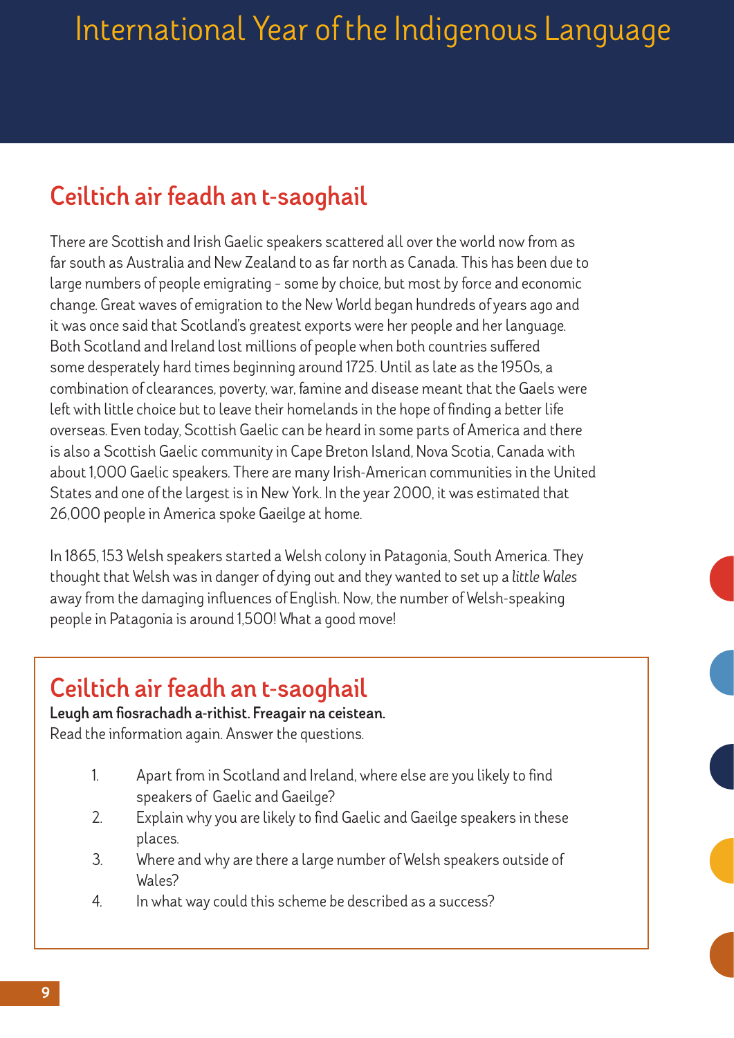# International Year of the Indigenous Language

## Ceiltich air feadh an t-saoghail

There are Scottish and Irish Gaelic speakers scattered all over the world now from as far south as Australia and New Zealand to as far north as Canada. This has been due to large numbers of people emigrating - some by choice, but most by force and economic change. Great waves of emigration to the New World began hundreds of years ago and it was once said that Scotland's greatest exports were her people and her language. Both Scotland and Ireland lost millions of people when both countries suffered some desperately hard times beginning around 1725. Until as late as the 1950s, a combination of clearances, poverty, war, famine and disease meant that the Gaels were left with little choice but to leave their homelands in the hope of finding a better life overseas. Even today, Scottish Gaelic can be heard in some parts of America and there is also a Scottish Gaelic community in Cape Breton Island, Nova Scotia, Canada with about 1,000 Gaelic speakers. There are many Irish-American communities in the United States and one of the largest is in New York. In the year 2000, it was estimated that 26,000 people in America spoke Gaeilge at home.

In 1865, 153 Welsh speakers started a Welsh colony in Patagonia, South America. They thought that Welsh was in danger of dying out and they wanted to set up a *little Wales* away from the damaging influences of English. Now, the number of Welsh-speaking people in Patagonia is around 1,500! What a good move!

## Ceiltich air feadh an t-saoghail

**Leugh am fiosrachadh a-rithist. Freagair na ceistean.**
Read the information again. Answer the questions.

1. Apart from in Scotland and Ireland, where else are you likely to find speakers of Gaelic and Gaeilge?
2. Explain why you are likely to find Gaelic and Gaeilge speakers in these places.
3. Where and why are there a large number of Welsh speakers outside of Wales?
4. In what way could this scheme be described as a success?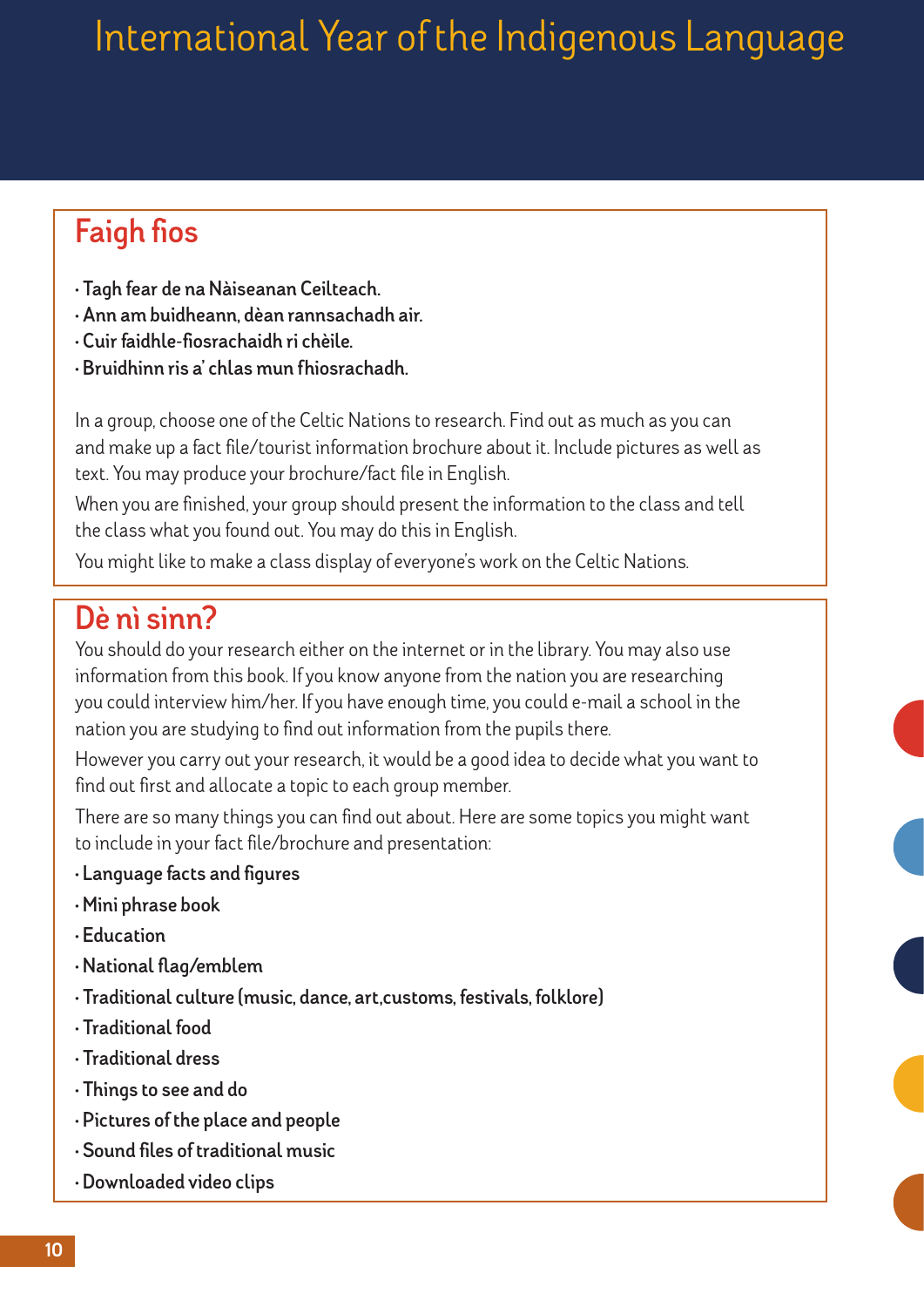# International Year of the Indigenous Language

## Faigh fios

- **Tagh fear de na Nàiseanan Ceilteach.**
- **Ann am buidheann, dèan rannsachadh air.**
- **Cuir faidhle-fiosrachaidh ri chèile.**
- **Bruidhinn ris a' chlas mun fhiosrachadh.**

In a group, choose one of the Celtic Nations to research. Find out as much as you can and make up a fact file/tourist information brochure about it. Include pictures as well as text. You may produce your brochure/fact file in English.

When you are finished, your group should present the information to the class and tell the class what you found out. You may do this in English.

You might like to make a class display of everyone's work on the Celtic Nations.

## Dè nì sinn?

You should do your research either on the internet or in the library. You may also use information from this book. If you know anyone from the nation you are researching you could interview him/her. If you have enough time, you could e-mail a school in the nation you are studying to find out information from the pupils there.

However you carry out your research, it would be a good idea to decide what you want to find out first and allocate a topic to each group member.

There are so many things you can find out about. Here are some topics you might want to include in your fact file/brochure and presentation:

- **Language facts and figures**
- **Mini phrase book**
- **Education**
- **National flag/emblem**
- **Traditional culture (music, dance, art,customs, festivals, folklore)**
- **Traditional food**
- **Traditional dress**
- **Things to see and do**
- **Pictures of the place and people**
- **Sound files of traditional music**
- **Downloaded video clips**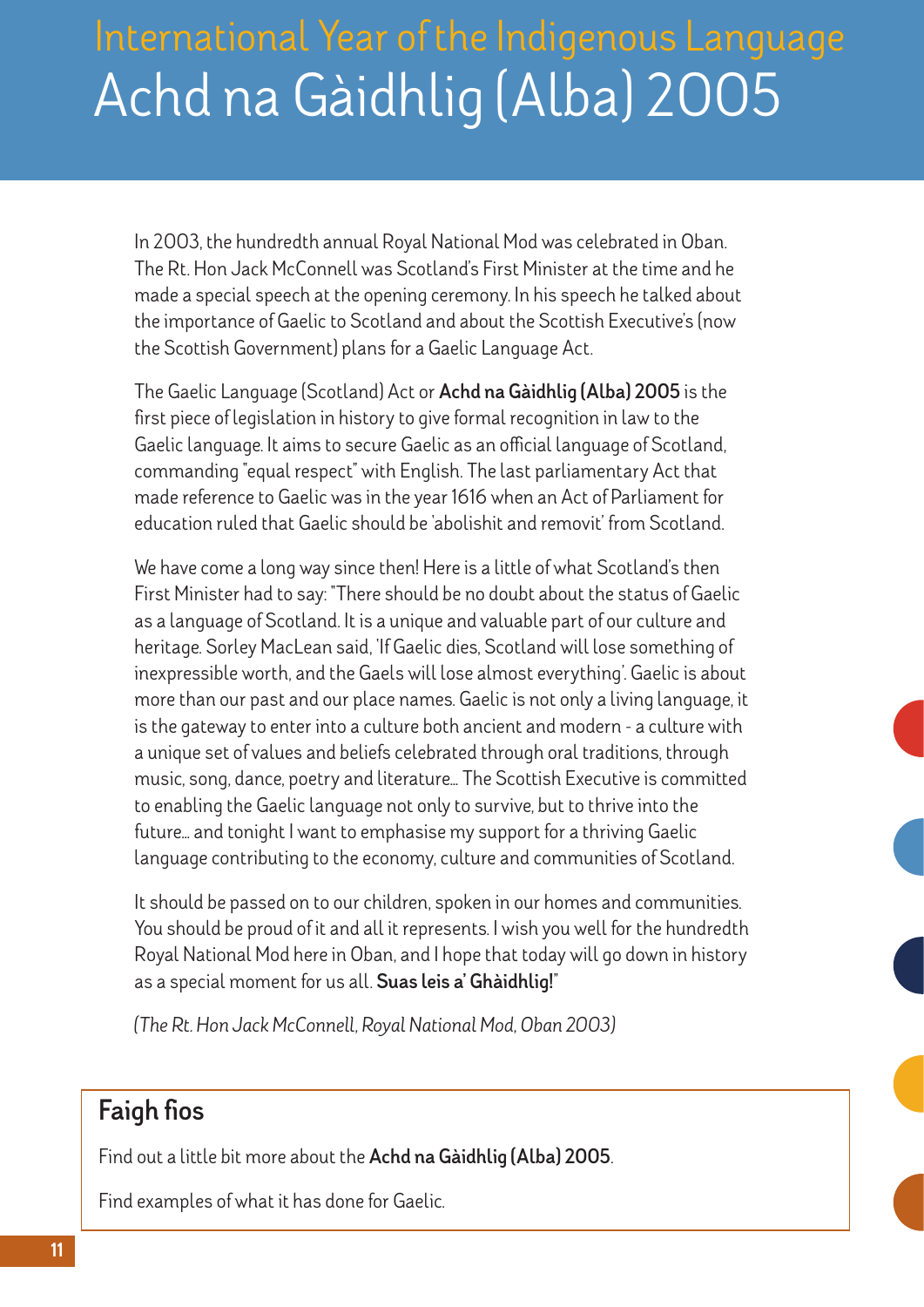# International Year of the Indigenous Language

# Achd na Gàidhlig (Alba) 2005

In 2003, the hundredth annual Royal National Mod was celebrated in Oban. The Rt. Hon Jack McConnell was Scotland's First Minister at the time and he made a special speech at the opening ceremony. In his speech he talked about the importance of Gaelic to Scotland and about the Scottish Executive's (now the Scottish Government) plans for a Gaelic Language Act.

The Gaelic Language (Scotland) Act or **Achd na Gàidhlig (Alba) 2005** is the first piece of legislation in history to give formal recognition in law to the Gaelic language. It aims to secure Gaelic as an official language of Scotland, commanding "equal respect" with English. The last parliamentary Act that made reference to Gaelic was in the year 1616 when an Act of Parliament for education ruled that Gaelic should be 'abolishit and removit' from Scotland.

We have come a long way since then! Here is a little of what Scotland's then First Minister had to say: "There should be no doubt about the status of Gaelic as a language of Scotland. It is a unique and valuable part of our culture and heritage. Sorley MacLean said, 'If Gaelic dies, Scotland will lose something of inexpressible worth, and the Gaels will lose almost everything'. Gaelic is about more than our past and our place names. Gaelic is not only a living language, it is the gateway to enter into a culture both ancient and modern - a culture with a unique set of values and beliefs celebrated through oral traditions, through music, song, dance, poetry and literature... The Scottish Executive is committed to enabling the Gaelic language not only to survive, but to thrive into the future... and tonight I want to emphasise my support for a thriving Gaelic language contributing to the economy, culture and communities of Scotland.

It should be passed on to our children, spoken in our homes and communities. You should be proud of it and all it represents. I wish you well for the hundredth Royal National Mod here in Oban, and I hope that today will go down in history as a special moment for us all. **Suas leis a' Ghàidhlig!**"

*(The Rt. Hon Jack McConnell, Royal National Mod, Oban 2003)*

## Faigh fios

Find out a little bit more about the **Achd na Gàidhlig (Alba) 2005**.

Find examples of what it has done for Gaelic.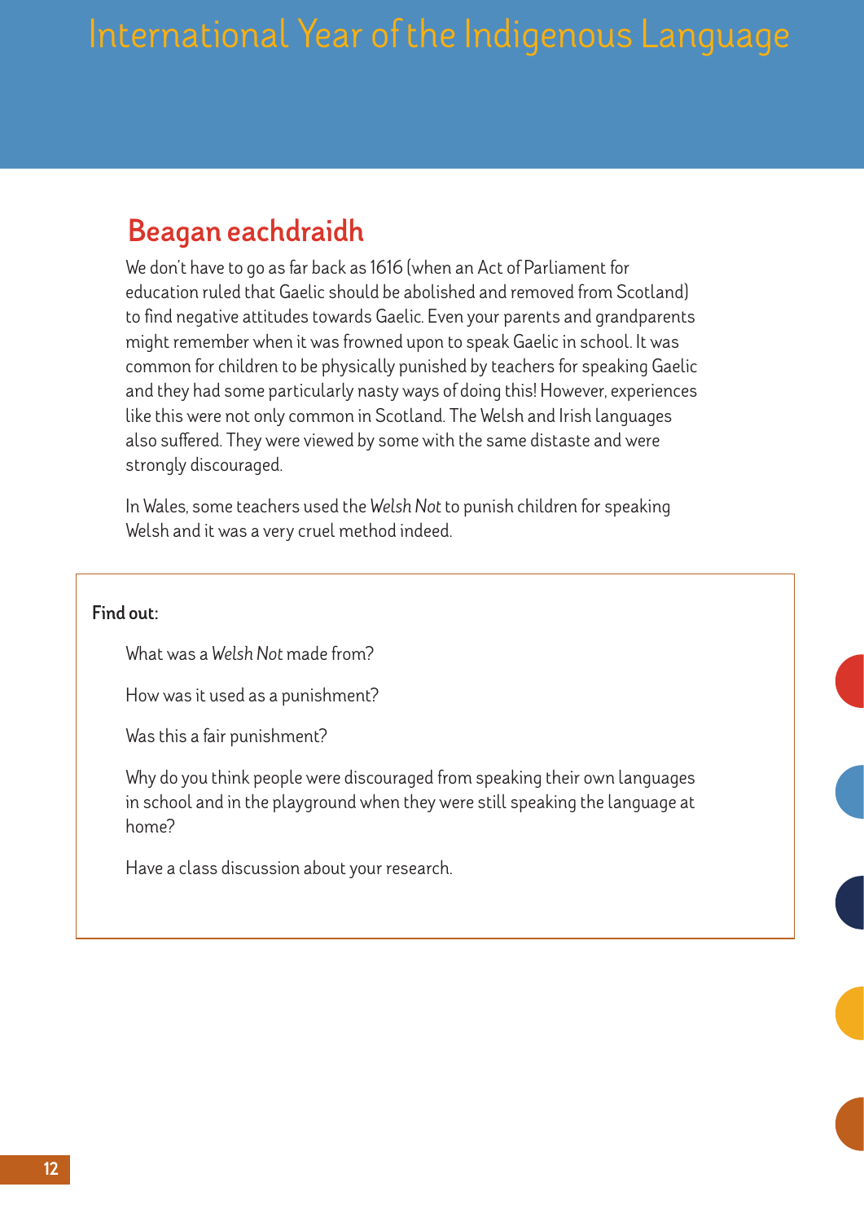## Beagan eachdraidh

We don't have to go as far back as 1616 (when an Act of Parliament for education ruled that Gaelic should be abolished and removed from Scotland) to find negative attitudes towards Gaelic. Even your parents and grandparents might remember when it was frowned upon to speak Gaelic in school. It was common for children to be physically punished by teachers for speaking Gaelic and they had some particularly nasty ways of doing this! However, experiences like this were not only common in Scotland. The Welsh and Irish languages also suffered. They were viewed by some with the same distaste and were strongly discouraged.

In Wales, some teachers used the *Welsh Not* to punish children for speaking Welsh and it was a very cruel method indeed.

**Find out:**

What was a *Welsh Not* made from?

How was it used as a punishment?

Was this a fair punishment?

Why do you think people were discouraged from speaking their own languages in school and in the playground when they were still speaking the language at home?

Have a class discussion about your research.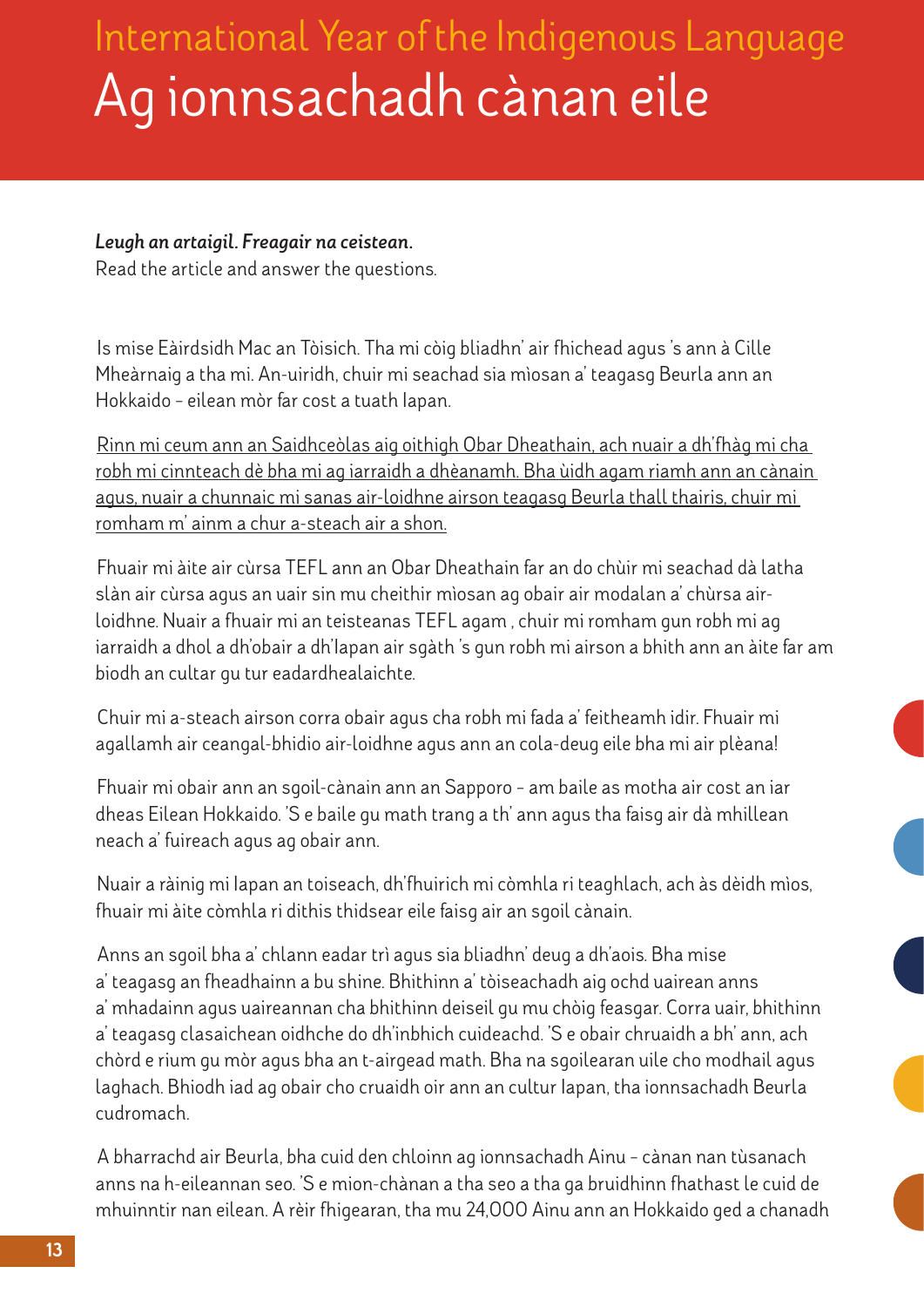# International Year of the Indigenous Language
# Ag ionnsachadh cànan eile

***Leugh an artaigil. Freagair na ceistean.***
Read the article and answer the questions.

Is mise Eàirdsidh Mac an Tòisich. Tha mi còig bliadhn' air fhichead agus 's ann à Cille Mheàrnaig a tha mi. An-uiridh, chuir mi seachad sia mìosan a' teagasg Beurla ann an Hokkaido – eilean mòr far cost a tuath Iapan.

<u>Rinn mi ceum ann an Saidhceòlas aig oithigh Obar Dheathain, ach nuair a dh'fhàg mi cha robh mi cinnteach dè bha mi ag iarraidh a dhèanamh. Bha ùidh agam riamh ann an cànain agus, nuair a chunnaic mi sanas air-loidhne airson teagasg Beurla thall thairis, chuir mi romham m' ainm a chur a-steach air a shon.</u>

Fhuair mi àite air cùrsa TEFL ann an Obar Dheathain far an do chùir mi seachad dà latha slàn air cùrsa agus an uair sin mu cheithir mìosan ag obair air modalan a' chùrsa air-loidhne. Nuair a fhuair mi an teisteanas TEFL agam , chuir mi romham gun robh mi ag iarraidh a dhol a dh'obair a dh'Iapan air sgàth 's gun robh mi airson a bhith ann an àite far am biodh an cultar gu tur eadardhealaichte.

Chuir mi a-steach airson corra obair agus cha robh mi fada a' feitheamh idir. Fhuair mi agallamh air ceangal-bhidio air-loidhne agus ann an cola-deug eile bha mi air plèana!

Fhuair mi obair ann an sgoil-cànain ann an Sapporo – am baile as motha air cost an iar dheas Eilean Hokkaido. 'S e baile gu math trang a th' ann agus tha faisg air dà mhillean neach a' fuireach agus ag obair ann.

Nuair a ràinig mi Iapan an toiseach, dh'fhuirich mi còmhla ri teaghlach, ach às dèidh mìos, fhuair mi àite còmhla ri dithis thidsear eile faisg air an sgoil cànain.

Anns an sgoil bha a' chlann eadar trì agus sia bliadhn' deug a dh'aois. Bha mise a' teagasg an fheadhainn a bu shine. Bhithinn a' tòiseachadh aig ochd uairean anns a' mhadainn agus uaireannan cha bhithinn deiseil gu mu chòig feasgar. Corra uair, bhithinn a' teagasg clasaichean oidhche do dh'inbhich cuideachd. 'S e obair chruaidh a bh' ann, ach chòrd e rium gu mòr agus bha an t-airgead math. Bha na sgoilearan uile cho modhail agus laghach. Bhiodh iad ag obair cho cruaidh oir ann an cultur Iapan, tha ionnsachadh Beurla cudromach.

A bharrachd air Beurla, bha cuid den chloinn ag ionnsachadh Ainu – cànan nan tùsanach anns na h-eileannan seo. 'S e mion-chànan a tha seo a tha ga bruidhinn fhathast le cuid de mhuinntir nan eilean. A rèir fhigearan, tha mu 24,000 Ainu ann an Hokkaido ged a chanadh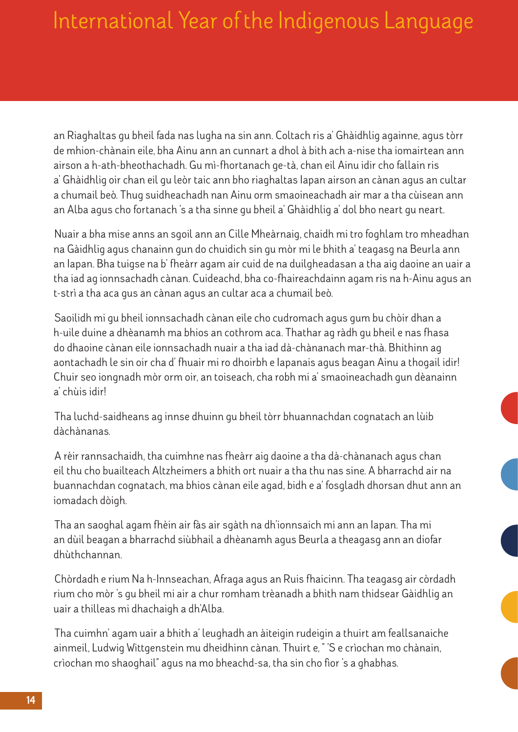an Riaghaltas gu bheil fada nas lugha na sin ann. Coltach ris a' Ghàidhlig againne, agus tòrr de mhion-chànain eile, bha Ainu ann an cunnart a dhol à bith ach a-nise tha iomairtean ann airson a h-ath-bheothachadh. Gu mì-fhortanach ge-tà, chan eil Ainu idir cho fallain ris a' Ghàidhlig oir chan eil gu leòr taic ann bho riaghaltas Iapan airson an cànan agus an cultar a chumail beò. Thug suidheachadh nan Ainu orm smaoineachadh air mar a tha cùisean ann an Alba agus cho fortanach 's a tha sinne gu bheil a' Ghàidhlig a' dol bho neart gu neart.

Nuair a bha mise anns an sgoil ann an Cille Mheàrnaig, chaidh mi tro foghlam tro mheadhan na Gàidhlig agus chanainn gun do chuidich sin gu mòr mi le bhith a' teagasg na Beurla ann an Iapan. Bha tuigse na b' fheàrr agam air cuid de na duilgheadasan a tha aig daoine an uair a tha iad ag ionnsachadh cànan. Cuideachd, bha co-fhaireachdainn agam ris na h-Ainu agus an t-strì a tha aca gus an cànan agus an cultar aca a chumail beò.

Saoilidh mi gu bheil ionnsachadh cànan eile cho cudromach agus gum bu chòir dhan a h-uile duine a dhèanamh ma bhios an cothrom aca. Thathar ag ràdh gu bheil e nas fhasa do dhaoine cànan eile ionnsachadh nuair a tha iad dà-chànanach mar-thà. Bhithinn ag aontachadh le sin oir cha d' fhuair mi ro dhoirbh e Iapanais agus beagan Ainu a thogail idir! Chuir seo iongnadh mòr orm oir, an toiseach, cha robh mi a' smaoineachadh gun dèanainn a' chùis idir!

Tha luchd-saidheans ag innse dhuinn gu bheil tòrr bhuannachdan cognatach an lùib dàchànanas.

A rèir rannsachaidh, tha cuimhne nas fheàrr aig daoine a tha dà-chànanach agus chan eil thu cho buailteach Altzheimers a bhith ort nuair a tha thu nas sine. A bharrachd air na buannachdan cognatach, ma bhios cànan eile agad, bidh e a' fosgladh dhorsan dhut ann an iomadach dòigh.

Tha an saoghal agam fhèin air fàs air sgàth na dh'ionnsaich mi ann an Iapan. Tha mi an dùil beagan a bharrachd siùbhail a dhèanamh agus Beurla a theagasg ann an diofar dhùthchannan.

Chòrdadh e rium Na h-Innseachan, Afraga agus an Ruis fhaicinn. Tha teagasg air còrdadh rium cho mòr 's gu bheil mi air a chur romham trèanadh a bhith nam thidsear Gàidhlig an uair a thilleas mi dhachaigh a dh'Alba.

Tha cuimhn' agam uair a bhith a' leughadh an àiteigin rudeigin a thuirt am feallsanaiche ainmeil, Ludwig Wittgenstein mu dheidhinn cànan. Thuirt e, " 'S e crìochan mo chànain, crìochan mo shaoghail" agus na mo bheachd-sa, tha sin cho fìor 's a ghabhas.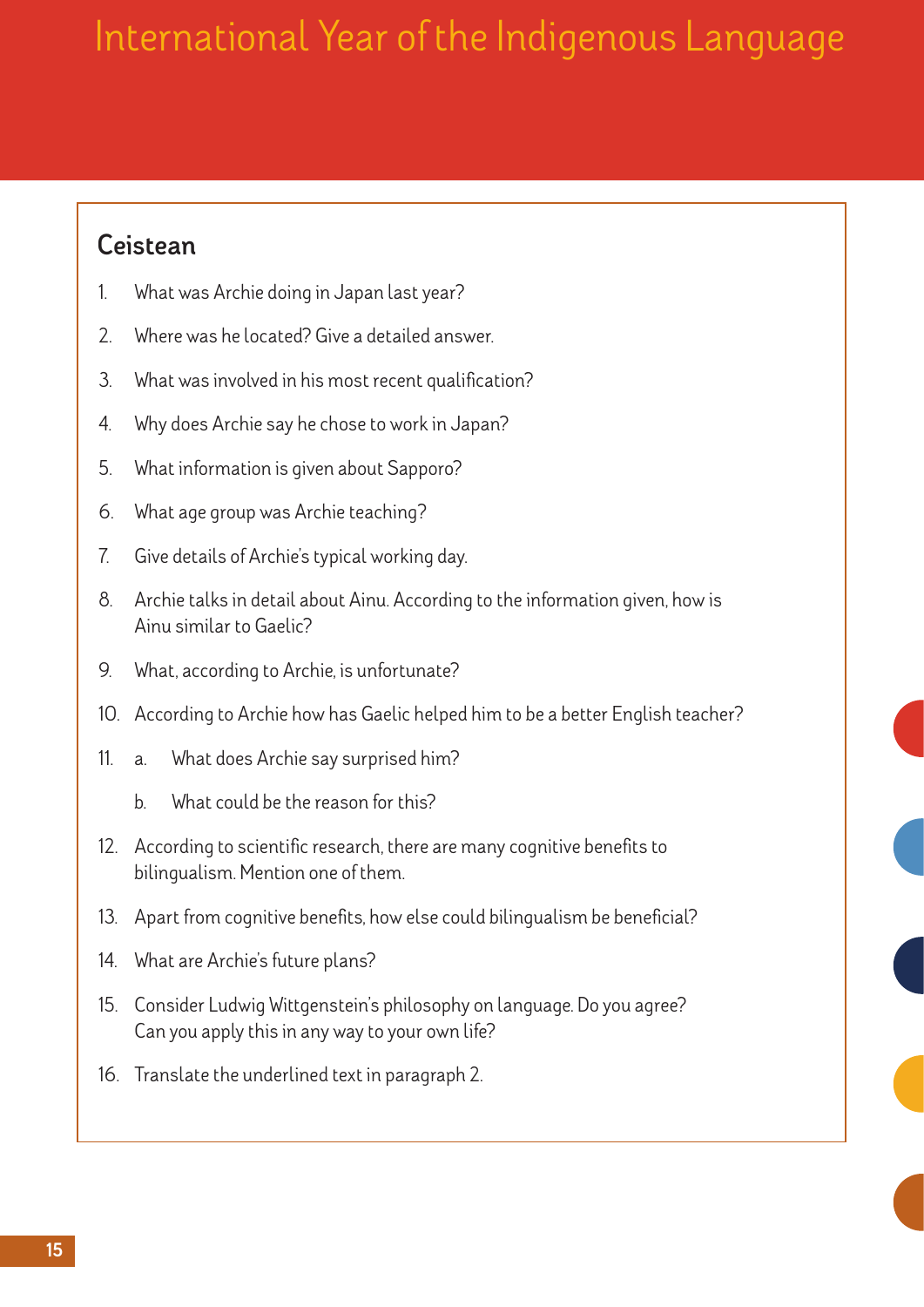# Ceistean

1. What was Archie doing in Japan last year?
2. Where was he located? Give a detailed answer.
3. What was involved in his most recent qualification?
4. Why does Archie say he chose to work in Japan?
5. What information is given about Sapporo?
6. What age group was Archie teaching?
7. Give details of Archie's typical working day.
8. Archie talks in detail about Ainu. According to the information given, how is Ainu similar to Gaelic?
9. What, according to Archie, is unfortunate?
10. According to Archie how has Gaelic helped him to be a better English teacher?
11. a. What does Archie say surprised him?

    b. What could be the reason for this?
12. According to scientific research, there are many cognitive benefits to bilingualism. Mention one of them.
13. Apart from cognitive benefits, how else could bilingualism be beneficial?
14. What are Archie's future plans?
15. Consider Ludwig Wittgenstein's philosophy on language. Do you agree? Can you apply this in any way to your own life?
16. Translate the underlined text in paragraph 2.